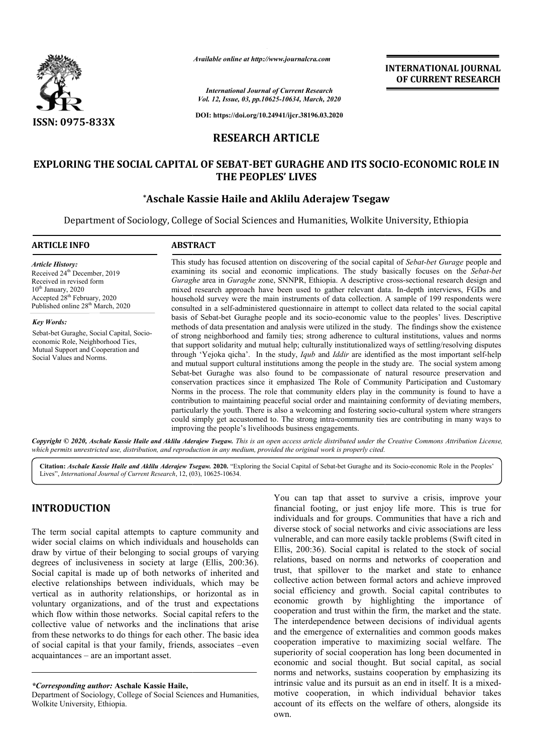*Available online at http://www.journalcra.com*

*International Journal of Current Research*
*Vol. 12, Issue, 03, pp.10625-10634, March, 2020*

**DOI: https://doi.org/10.24941/ijcr.38196.03.2020**

**INTERNATIONAL JOURNAL OF CURRENT RESEARCH**

**ISSN: 0975-833X**

**RESEARCH ARTICLE**

# EXPLORING THE SOCIAL CAPITAL OF SEBAT-BET GURAGHE AND ITS SOCIO-ECONOMIC ROLE IN THE PEOPLES' LIVES

**\*Aschale Kassie Haile and Aklilu Aderajew Tsegaw**

Department of Sociology, College of Social Sciences and Humanities, Wolkite University, Ethiopia

**ARTICLE INFO**

*Article History:*
Received 24th December, 2019
Received in revised form
10th January, 2020
Accepted 28th February, 2020
Published online 28th March, 2020

*Key Words:*
Sebat-bet Guraghe, Social Capital, Socio-economic Role, Neighborhood Ties, Mutual Support and Cooperation and Social Values and Norms.

**ABSTRACT**

This study has focused attention on discovering of the social capital of *Sebat-bet Gurage* people and examining its social and economic implications. The study basically focuses on the *Sebat-bet Guraghe* area in *Guraghe* zone, SNNPR, Ethiopia. A descriptive cross-sectional research design and mixed research approach have been used to gather relevant data. In-depth interviews, FGDs and household survey were the main instruments of data collection. A sample of 199 respondents were consulted in a self-administered questionnaire in attempt to collect data related to the social capital basis of Sebat-bet Guraghe people and its socio-economic value to the peoples' lives. Descriptive methods of data presentation and analysis were utilized in the study. The findings show the existence of strong neighborhood and family ties; strong adherence to cultural institutions, values and norms that support solidarity and mutual help; culturally institutionalized ways of settling/resolving disputes through 'Yejoka qicha'. In the study, *Iqub* and *Iddir* are identified as the most important self-help and mutual support cultural institutions among the people in the study are. The social system among Sebat-bet Guraghe was also found to be compassionate of natural resource preservation and conservation practices since it emphasized The Role of Community Participation and Customary Norms in the process. The role that community elders play in the community is found to have a contribution to maintaining peaceful social order and maintaining conformity of deviating members, particularly the youth. There is also a welcoming and fostering socio-cultural system where strangers could simply get accustomed to. The strong intra-community ties are contributing in many ways to improving the people's livelihoods business engagements.

*Copyright © 2020, Aschale Kassie Haile and Aklilu Aderajew Tsegaw. This is an open access article distributed under the Creative Commons Attribution License, which permits unrestricted use, distribution, and reproduction in any medium, provided the original work is properly cited.*

**Citation:** *Aschale Kassie Haile and Aklilu Aderajew Tsegaw.* **2020.** "Exploring the Social Capital of Sebat-bet Guraghe and its Socio-economic Role in the Peoples' Lives", *International Journal of Current Research*, 12, (03), 10625-10634.

## INTRODUCTION

The term social capital attempts to capture community and wider social claims on which individuals and households can draw by virtue of their belonging to social groups of varying degrees of inclusiveness in society at large (Ellis, 200:36). Social capital is made up of both networks of inherited and elective relationships between individuals, which may be vertical as in authority relationships, or horizontal as in voluntary organizations, and of the trust and expectations which flow within those networks. Social capital refers to the collective value of networks and the inclinations that arise from these networks to do things for each other. The basic idea of social capital is that your family, friends, associates –even acquaintances – are an important asset. You can tap that asset to survive a crisis, improve your financial footing, or just enjoy life more. This is true for individuals and for groups. Communities that have a rich and diverse stock of social networks and civic associations are less vulnerable, and can more easily tackle problems (Swift cited in Ellis, 200:36). Social capital is related to the stock of social relations, based on norms and networks of cooperation and trust, that spillover to the market and state to enhance collective action between formal actors and achieve improved social efficiency and growth. Social capital contributes to economic growth by highlighting the importance of cooperation and trust within the firm, the market and the state. The interdependence between decisions of individual agents and the emergence of externalities and common goods makes cooperation imperative to maximizing social welfare. The superiority of social cooperation has long been documented in economic and social thought. But social capital, as social norms and networks, sustains cooperation by emphasizing its intrinsic value and its pursuit as an end in itself. It is a mixed-motive cooperation, in which individual behavior takes account of its effects on the welfare of others, alongside its own.

---

*\*Corresponding author:* **Aschale Kassie Haile,**
Department of Sociology, College of Social Sciences and Humanities, Wolkite University, Ethiopia.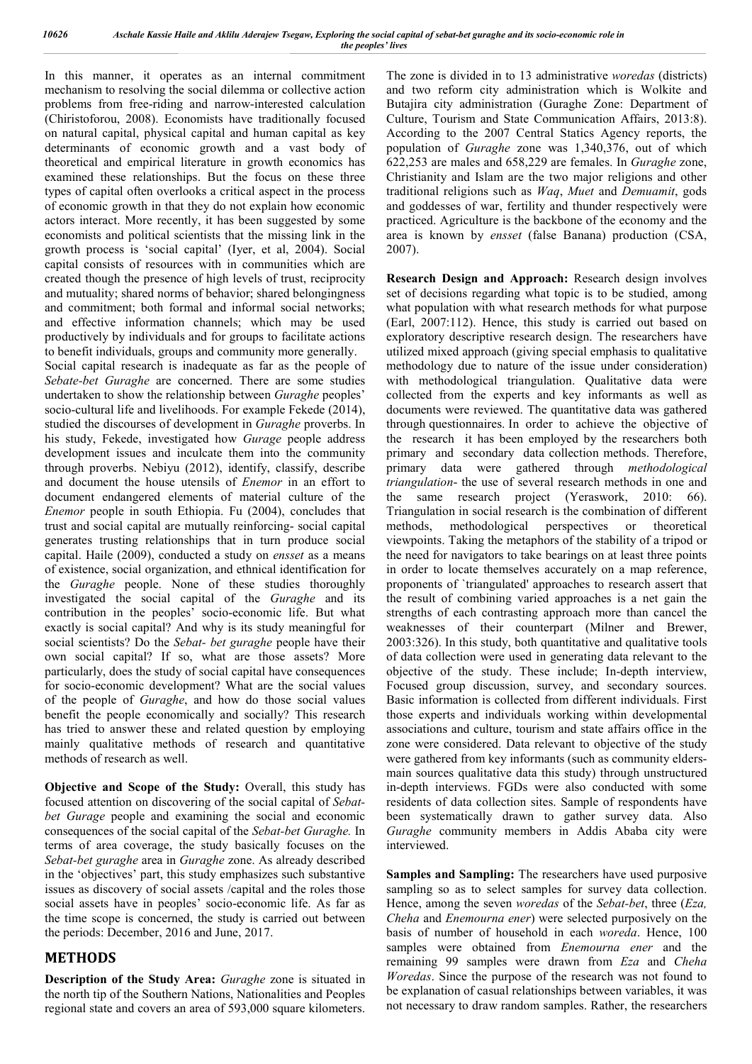In this manner, it operates as an internal commitment mechanism to resolving the social dilemma or collective action problems from free-riding and narrow-interested calculation (Chiristoforou, 2008). Economists have traditionally focused on natural capital, physical capital and human capital as key determinants of economic growth and a vast body of theoretical and empirical literature in growth economics has examined these relationships. But the focus on these three types of capital often overlooks a critical aspect in the process of economic growth in that they do not explain how economic actors interact. More recently, it has been suggested by some economists and political scientists that the missing link in the growth process is 'social capital' (Iyer, et al, 2004). Social capital consists of resources with in communities which are created though the presence of high levels of trust, reciprocity and mutuality; shared norms of behavior; shared belongingness and commitment; both formal and informal social networks; and effective information channels; which may be used productively by individuals and for groups to facilitate actions to benefit individuals, groups and community more generally. Social capital research is inadequate as far as the people of *Sebate-bet Guraghe* are concerned. There are some studies undertaken to show the relationship between *Guraghe* peoples' socio-cultural life and livelihoods. For example Fekede (2014), studied the discourses of development in *Guraghe* proverbs. In his study, Fekede, investigated how *Gurage* people address development issues and inculcate them into the community through proverbs. Nebiyu (2012), identify, classify, describe and document the house utensils of *Enemor* in an effort to document endangered elements of material culture of the *Enemor* people in south Ethiopia. Fu (2004), concludes that trust and social capital are mutually reinforcing- social capital generates trusting relationships that in turn produce social capital. Haile (2009), conducted a study on *ensset* as a means of existence, social organization, and ethnical identification for the *Guraghe* people. None of these studies thoroughly investigated the social capital of the *Guraghe* and its contribution in the peoples' socio-economic life. But what exactly is social capital? And why is its study meaningful for social scientists? Do the *Sebat- bet guraghe* people have their own social capital? If so, what are those assets? More particularly, does the study of social capital have consequences for socio-economic development? What are the social values of the people of *Guraghe*, and how do those social values benefit the people economically and socially? This research has tried to answer these and related question by employing mainly qualitative methods of research and quantitative methods of research as well.

**Objective and Scope of the Study:** Overall, this study has focused attention on discovering of the social capital of *Sebat-bet Gurage* people and examining the social and economic consequences of the social capital of the *Sebat-bet Guraghe.* In terms of area coverage, the study basically focuses on the *Sebat-bet guraghe* area in *Guraghe* zone. As already described in the 'objectives' part, this study emphasizes such substantive issues as discovery of social assets /capital and the roles those social assets have in peoples' socio-economic life. As far as the time scope is concerned, the study is carried out between the periods: December, 2016 and June, 2017.

# METHODS

**Description of the Study Area:** *Guraghe* zone is situated in the north tip of the Southern Nations, Nationalities and Peoples regional state and covers an area of 593,000 square kilometers. The zone is divided in to 13 administrative *woredas* (districts) and two reform city administration which is Wolkite and Butajira city administration (Guraghe Zone: Department of Culture, Tourism and State Communication Affairs, 2013:8). According to the 2007 Central Statics Agency reports, the population of *Guraghe* zone was 1,340,376, out of which 622,253 are males and 658,229 are females. In *Guraghe* zone, Christianity and Islam are the two major religions and other traditional religions such as *Waq*, *Muet* and *Demuamit*, gods and goddesses of war, fertility and thunder respectively were practiced. Agriculture is the backbone of the economy and the area is known by *ensset* (false Banana) production (CSA, 2007).

**Research Design and Approach:** Research design involves set of decisions regarding what topic is to be studied, among what population with what research methods for what purpose (Earl, 2007:112). Hence, this study is carried out based on exploratory descriptive research design. The researchers have utilized mixed approach (giving special emphasis to qualitative methodology due to nature of the issue under consideration) with methodological triangulation. Qualitative data were collected from the experts and key informants as well as documents were reviewed. The quantitative data was gathered through questionnaires. In order to achieve the objective of the research it has been employed by the researchers both primary and secondary data collection methods. Therefore, primary data were gathered through *methodological triangulation*- the use of several research methods in one and the same research project (Yeraswork, 2010: 66). Triangulation in social research is the combination of different methods, methodological perspectives or theoretical viewpoints. Taking the metaphors of the stability of a tripod or the need for navigators to take bearings on at least three points in order to locate themselves accurately on a map reference, proponents of `triangulated' approaches to research assert that the result of combining varied approaches is a net gain the strengths of each contrasting approach more than cancel the weaknesses of their counterpart (Milner and Brewer, 2003:326). In this study, both quantitative and qualitative tools of data collection were used in generating data relevant to the objective of the study. These include; In-depth interview, Focused group discussion, survey, and secondary sources. Basic information is collected from different individuals. First those experts and individuals working within developmental associations and culture, tourism and state affairs office in the zone were considered. Data relevant to objective of the study were gathered from key informants (such as community elders-main sources qualitative data this study) through unstructured in-depth interviews. FGDs were also conducted with some residents of data collection sites. Sample of respondents have been systematically drawn to gather survey data. Also *Guraghe* community members in Addis Ababa city were interviewed.

**Samples and Sampling:** The researchers have used purposive sampling so as to select samples for survey data collection. Hence, among the seven *woredas* of the *Sebat-bet*, three (*Eza, Cheha* and *Enemourna ener*) were selected purposively on the basis of number of household in each *woreda*. Hence, 100 samples were obtained from *Enemourna ener* and the remaining 99 samples were drawn from *Eza* and *Cheha Woredas*. Since the purpose of the research was not found to be explanation of casual relationships between variables, it was not necessary to draw random samples. Rather, the researchers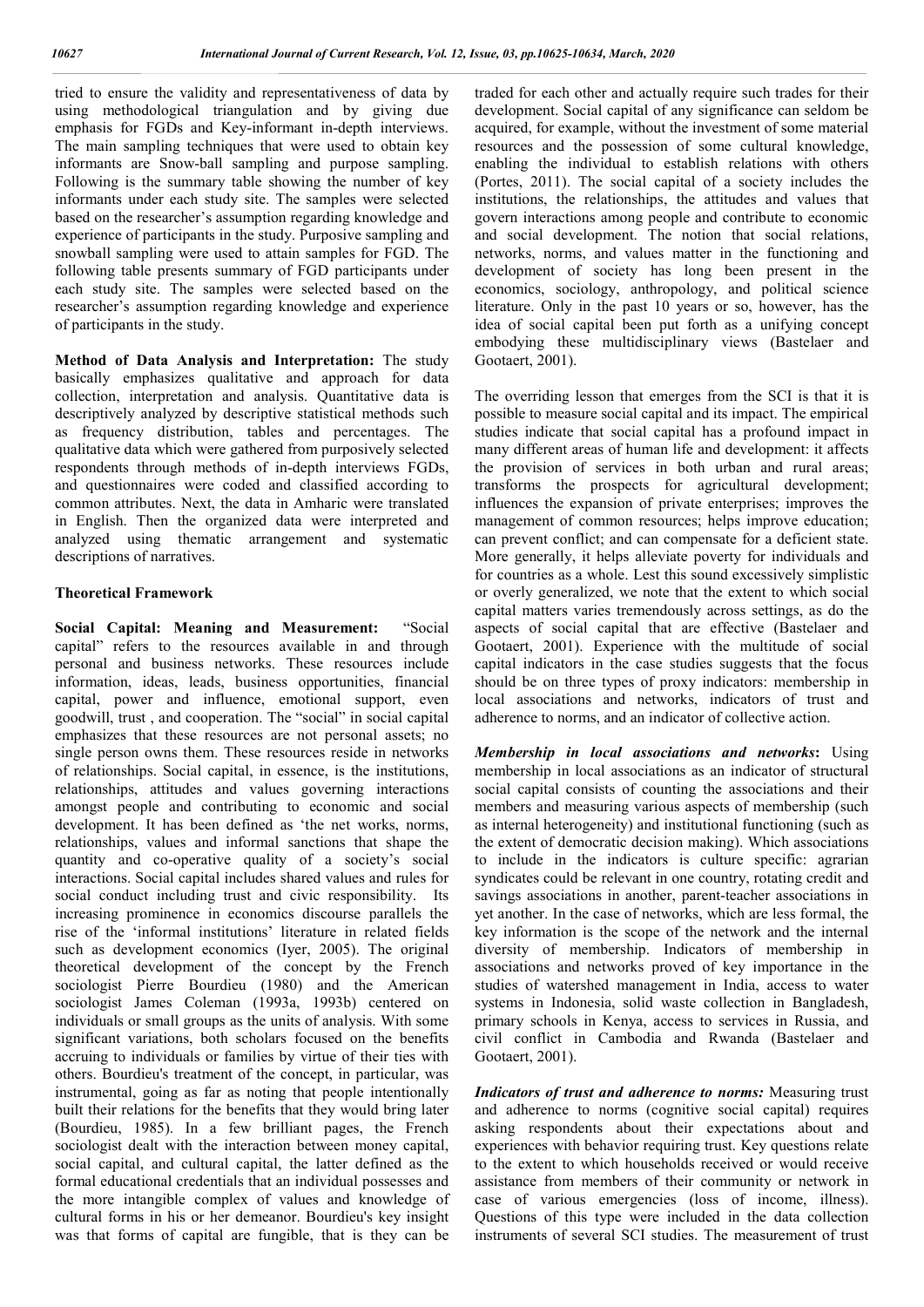tried to ensure the validity and representativeness of data by using methodological triangulation and by giving due emphasis for FGDs and Key-informant in-depth interviews. The main sampling techniques that were used to obtain key informants are Snow-ball sampling and purpose sampling. Following is the summary table showing the number of key informants under each study site. The samples were selected based on the researcher's assumption regarding knowledge and experience of participants in the study. Purposive sampling and snowball sampling were used to attain samples for FGD. The following table presents summary of FGD participants under each study site. The samples were selected based on the researcher's assumption regarding knowledge and experience of participants in the study.

**Method of Data Analysis and Interpretation:** The study basically emphasizes qualitative and approach for data collection, interpretation and analysis. Quantitative data is descriptively analyzed by descriptive statistical methods such as frequency distribution, tables and percentages. The qualitative data which were gathered from purposively selected respondents through methods of in-depth interviews FGDs, and questionnaires were coded and classified according to common attributes. Next, the data in Amharic were translated in English. Then the organized data were interpreted and analyzed using thematic arrangement and systematic descriptions of narratives.

## Theoretical Framework

**Social Capital: Meaning and Measurement:** "Social capital" refers to the resources available in and through personal and business networks. These resources include information, ideas, leads, business opportunities, financial capital, power and influence, emotional support, even goodwill, trust , and cooperation. The "social" in social capital emphasizes that these resources are not personal assets; no single person owns them. These resources reside in networks of relationships. Social capital, in essence, is the institutions, relationships, attitudes and values governing interactions amongst people and contributing to economic and social development. It has been defined as 'the net works, norms, relationships, values and informal sanctions that shape the quantity and co-operative quality of a society's social interactions. Social capital includes shared values and rules for social conduct including trust and civic responsibility. Its increasing prominence in economics discourse parallels the rise of the 'informal institutions' literature in related fields such as development economics (Iyer, 2005). The original theoretical development of the concept by the French sociologist Pierre Bourdieu (1980) and the American sociologist James Coleman (1993a, 1993b) centered on individuals or small groups as the units of analysis. With some significant variations, both scholars focused on the benefits accruing to individuals or families by virtue of their ties with others. Bourdieu's treatment of the concept, in particular, was instrumental, going as far as noting that people intentionally built their relations for the benefits that they would bring later (Bourdieu, 1985). In a few brilliant pages, the French sociologist dealt with the interaction between money capital, social capital, and cultural capital, the latter defined as the formal educational credentials that an individual possesses and the more intangible complex of values and knowledge of cultural forms in his or her demeanor. Bourdieu's key insight was that forms of capital are fungible, that is they can be traded for each other and actually require such trades for their development. Social capital of any significance can seldom be acquired, for example, without the investment of some material resources and the possession of some cultural knowledge, enabling the individual to establish relations with others (Portes, 2011). The social capital of a society includes the institutions, the relationships, the attitudes and values that govern interactions among people and contribute to economic and social development. The notion that social relations, networks, norms, and values matter in the functioning and development of society has long been present in the economics, sociology, anthropology, and political science literature. Only in the past 10 years or so, however, has the idea of social capital been put forth as a unifying concept embodying these multidisciplinary views (Bastelaer and Gootaert, 2001).

The overriding lesson that emerges from the SCI is that it is possible to measure social capital and its impact. The empirical studies indicate that social capital has a profound impact in many different areas of human life and development: it affects the provision of services in both urban and rural areas; transforms the prospects for agricultural development; influences the expansion of private enterprises; improves the management of common resources; helps improve education; can prevent conflict; and can compensate for a deficient state. More generally, it helps alleviate poverty for individuals and for countries as a whole. Lest this sound excessively simplistic or overly generalized, we note that the extent to which social capital matters varies tremendously across settings, as do the aspects of social capital that are effective (Bastelaer and Gootaert, 2001). Experience with the multitude of social capital indicators in the case studies suggests that the focus should be on three types of proxy indicators: membership in local associations and networks, indicators of trust and adherence to norms, and an indicator of collective action.

***Membership in local associations and networks*:** Using membership in local associations as an indicator of structural social capital consists of counting the associations and their members and measuring various aspects of membership (such as internal heterogeneity) and institutional functioning (such as the extent of democratic decision making). Which associations to include in the indicators is culture specific: agrarian syndicates could be relevant in one country, rotating credit and savings associations in another, parent-teacher associations in yet another. In the case of networks, which are less formal, the key information is the scope of the network and the internal diversity of membership. Indicators of membership in associations and networks proved of key importance in the studies of watershed management in India, access to water systems in Indonesia, solid waste collection in Bangladesh, primary schools in Kenya, access to services in Russia, and civil conflict in Cambodia and Rwanda (Bastelaer and Gootaert, 2001).

***Indicators of trust and adherence to norms:*** Measuring trust and adherence to norms (cognitive social capital) requires asking respondents about their expectations about and experiences with behavior requiring trust. Key questions relate to the extent to which households received or would receive assistance from members of their community or network in case of various emergencies (loss of income, illness). Questions of this type were included in the data collection instruments of several SCI studies. The measurement of trust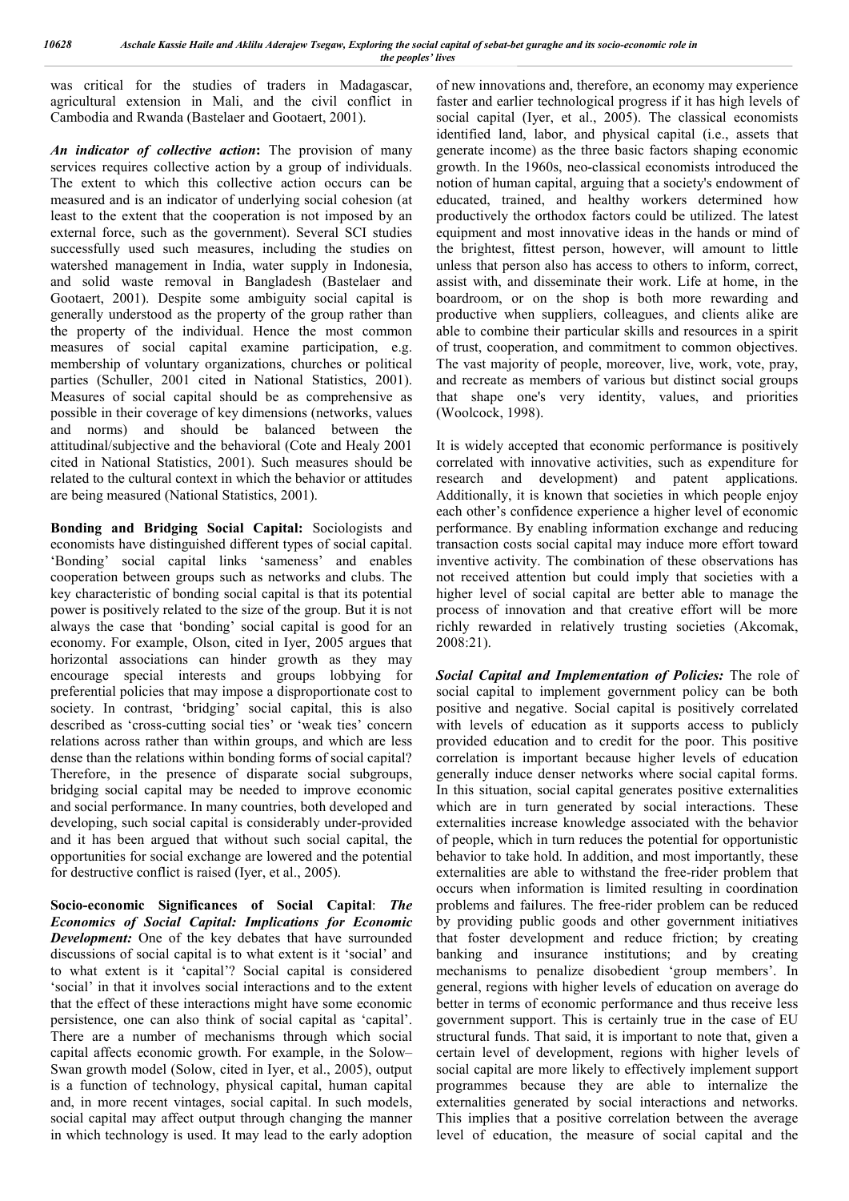was critical for the studies of traders in Madagascar, agricultural extension in Mali, and the civil conflict in Cambodia and Rwanda (Bastelaer and Gootaert, 2001).

***An indicator of collective action*:** The provision of many services requires collective action by a group of individuals. The extent to which this collective action occurs can be measured and is an indicator of underlying social cohesion (at least to the extent that the cooperation is not imposed by an external force, such as the government). Several SCI studies successfully used such measures, including the studies on watershed management in India, water supply in Indonesia, and solid waste removal in Bangladesh (Bastelaer and Gootaert, 2001). Despite some ambiguity social capital is generally understood as the property of the group rather than the property of the individual. Hence the most common measures of social capital examine participation, e.g. membership of voluntary organizations, churches or political parties (Schuller, 2001 cited in National Statistics, 2001). Measures of social capital should be as comprehensive as possible in their coverage of key dimensions (networks, values and norms) and should be balanced between the attitudinal/subjective and the behavioral (Cote and Healy 2001 cited in National Statistics, 2001). Such measures should be related to the cultural context in which the behavior or attitudes are being measured (National Statistics, 2001).

**Bonding and Bridging Social Capital:** Sociologists and economists have distinguished different types of social capital. 'Bonding' social capital links 'sameness' and enables cooperation between groups such as networks and clubs. The key characteristic of bonding social capital is that its potential power is positively related to the size of the group. But it is not always the case that 'bonding' social capital is good for an economy. For example, Olson, cited in Iyer, 2005 argues that horizontal associations can hinder growth as they may encourage special interests and groups lobbying for preferential policies that may impose a disproportionate cost to society. In contrast, 'bridging' social capital, this is also described as 'cross-cutting social ties' or 'weak ties' concern relations across rather than within groups, and which are less dense than the relations within bonding forms of social capital? Therefore, in the presence of disparate social subgroups, bridging social capital may be needed to improve economic and social performance. In many countries, both developed and developing, such social capital is considerably under-provided and it has been argued that without such social capital, the opportunities for social exchange are lowered and the potential for destructive conflict is raised (Iyer, et al., 2005).

**Socio-economic Significances of Social Capital**: ***The Economics of Social Capital: Implications for Economic Development:*** One of the key debates that have surrounded discussions of social capital is to what extent is it 'social' and to what extent is it 'capital'? Social capital is considered 'social' in that it involves social interactions and to the extent that the effect of these interactions might have some economic persistence, one can also think of social capital as 'capital'. There are a number of mechanisms through which social capital affects economic growth. For example, in the Solow–Swan growth model (Solow, cited in Iyer, et al., 2005), output is a function of technology, physical capital, human capital and, in more recent vintages, social capital. In such models, social capital may affect output through changing the manner in which technology is used. It may lead to the early adoption of new innovations and, therefore, an economy may experience faster and earlier technological progress if it has high levels of social capital (Iyer, et al., 2005). The classical economists identified land, labor, and physical capital (i.e., assets that generate income) as the three basic factors shaping economic growth. In the 1960s, neo-classical economists introduced the notion of human capital, arguing that a society's endowment of educated, trained, and healthy workers determined how productively the orthodox factors could be utilized. The latest equipment and most innovative ideas in the hands or mind of the brightest, fittest person, however, will amount to little unless that person also has access to others to inform, correct, assist with, and disseminate their work. Life at home, in the boardroom, or on the shop is both more rewarding and productive when suppliers, colleagues, and clients alike are able to combine their particular skills and resources in a spirit of trust, cooperation, and commitment to common objectives. The vast majority of people, moreover, live, work, vote, pray, and recreate as members of various but distinct social groups that shape one's very identity, values, and priorities (Woolcock, 1998).

It is widely accepted that economic performance is positively correlated with innovative activities, such as expenditure for research and development) and patent applications. Additionally, it is known that societies in which people enjoy each other's confidence experience a higher level of economic performance. By enabling information exchange and reducing transaction costs social capital may induce more effort toward inventive activity. The combination of these observations has not received attention but could imply that societies with a higher level of social capital are better able to manage the process of innovation and that creative effort will be more richly rewarded in relatively trusting societies (Akcomak, 2008:21).

***Social Capital and Implementation of Policies:*** The role of social capital to implement government policy can be both positive and negative. Social capital is positively correlated with levels of education as it supports access to publicly provided education and to credit for the poor. This positive correlation is important because higher levels of education generally induce denser networks where social capital forms. In this situation, social capital generates positive externalities which are in turn generated by social interactions. These externalities increase knowledge associated with the behavior of people, which in turn reduces the potential for opportunistic behavior to take hold. In addition, and most importantly, these externalities are able to withstand the free-rider problem that occurs when information is limited resulting in coordination problems and failures. The free-rider problem can be reduced by providing public goods and other government initiatives that foster development and reduce friction; by creating banking and insurance institutions; and by creating mechanisms to penalize disobedient 'group members'. In general, regions with higher levels of education on average do better in terms of economic performance and thus receive less government support. This is certainly true in the case of EU structural funds. That said, it is important to note that, given a certain level of development, regions with higher levels of social capital are more likely to effectively implement support programmes because they are able to internalize the externalities generated by social interactions and networks. This implies that a positive correlation between the average level of education, the measure of social capital and the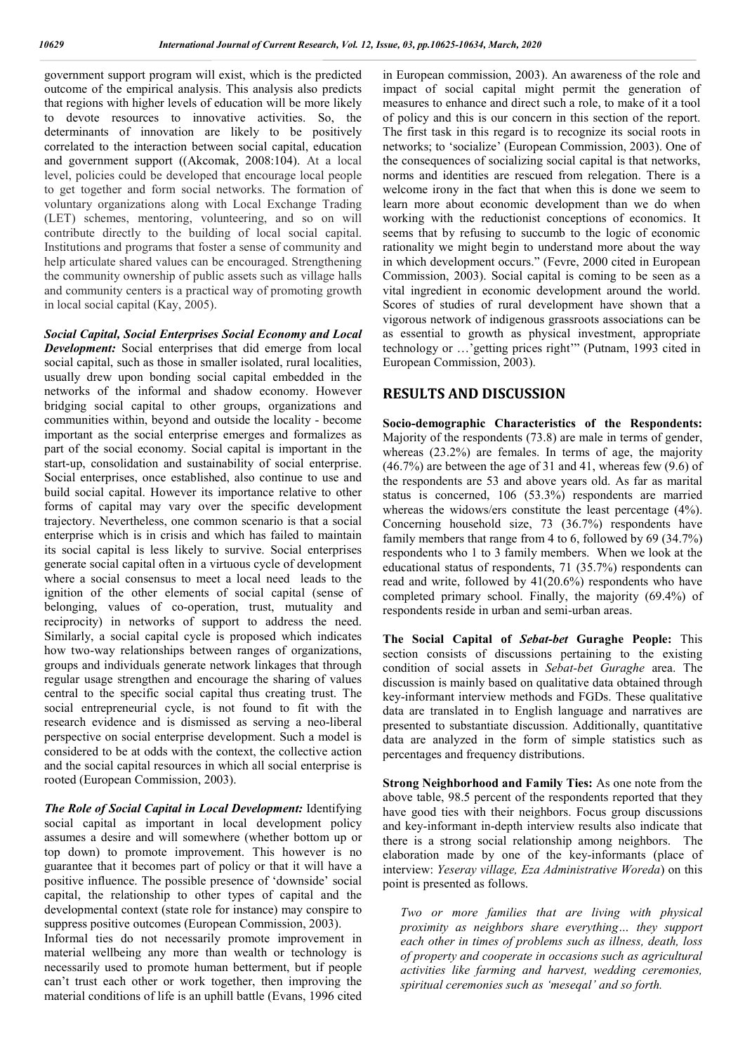government support program will exist, which is the predicted outcome of the empirical analysis. This analysis also predicts that regions with higher levels of education will be more likely to devote resources to innovative activities. So, the determinants of innovation are likely to be positively correlated to the interaction between social capital, education and government support ((Akcomak, 2008:104). At a local level, policies could be developed that encourage local people to get together and form social networks. The formation of voluntary organizations along with Local Exchange Trading (LET) schemes, mentoring, volunteering, and so on will contribute directly to the building of local social capital. Institutions and programs that foster a sense of community and help articulate shared values can be encouraged. Strengthening the community ownership of public assets such as village halls and community centers is a practical way of promoting growth in local social capital (Kay, 2005).

***Social Capital, Social Enterprises Social Economy and Local Development:*** Social enterprises that did emerge from local social capital, such as those in smaller isolated, rural localities, usually drew upon bonding social capital embedded in the networks of the informal and shadow economy. However bridging social capital to other groups, organizations and communities within, beyond and outside the locality - become important as the social enterprise emerges and formalizes as part of the social economy. Social capital is important in the start-up, consolidation and sustainability of social enterprise. Social enterprises, once established, also continue to use and build social capital. However its importance relative to other forms of capital may vary over the specific development trajectory. Nevertheless, one common scenario is that a social enterprise which is in crisis and which has failed to maintain its social capital is less likely to survive. Social enterprises generate social capital often in a virtuous cycle of development where a social consensus to meet a local need leads to the ignition of the other elements of social capital (sense of belonging, values of co-operation, trust, mutuality and reciprocity) in networks of support to address the need. Similarly, a social capital cycle is proposed which indicates how two-way relationships between ranges of organizations, groups and individuals generate network linkages that through regular usage strengthen and encourage the sharing of values central to the specific social capital thus creating trust. The social entrepreneurial cycle, is not found to fit with the research evidence and is dismissed as serving a neo-liberal perspective on social enterprise development. Such a model is considered to be at odds with the context, the collective action and the social capital resources in which all social enterprise is rooted (European Commission, 2003).

***The Role of Social Capital in Local Development:*** Identifying social capital as important in local development policy assumes a desire and will somewhere (whether bottom up or top down) to promote improvement. This however is no guarantee that it becomes part of policy or that it will have a positive influence. The possible presence of 'downside' social capital, the relationship to other types of capital and the developmental context (state role for instance) may conspire to suppress positive outcomes (European Commission, 2003).

Informal ties do not necessarily promote improvement in material wellbeing any more than wealth or technology is necessarily used to promote human betterment, but if people can't trust each other or work together, then improving the material conditions of life is an uphill battle (Evans, 1996 cited in European commission, 2003). An awareness of the role and impact of social capital might permit the generation of measures to enhance and direct such a role, to make of it a tool of policy and this is our concern in this section of the report. The first task in this regard is to recognize its social roots in networks; to 'socialize' (European Commission, 2003). One of the consequences of socializing social capital is that networks, norms and identities are rescued from relegation. There is a welcome irony in the fact that when this is done we seem to learn more about economic development than we do when working with the reductionist conceptions of economics. It seems that by refusing to succumb to the logic of economic rationality we might begin to understand more about the way in which development occurs." (Fevre, 2000 cited in European Commission, 2003). Social capital is coming to be seen as a vital ingredient in economic development around the world. Scores of studies of rural development have shown that a vigorous network of indigenous grassroots associations can be as essential to growth as physical investment, appropriate technology or …'getting prices right'" (Putnam, 1993 cited in European Commission, 2003).

## RESULTS AND DISCUSSION

**Socio-demographic Characteristics of the Respondents:** Majority of the respondents (73.8) are male in terms of gender, whereas (23.2%) are females. In terms of age, the majority (46.7%) are between the age of 31 and 41, whereas few (9.6) of the respondents are 53 and above years old. As far as marital status is concerned, 106 (53.3%) respondents are married whereas the widows/ers constitute the least percentage (4%). Concerning household size, 73 (36.7%) respondents have family members that range from 4 to 6, followed by 69 (34.7%) respondents who 1 to 3 family members. When we look at the educational status of respondents, 71 (35.7%) respondents can read and write, followed by 41(20.6%) respondents who have completed primary school. Finally, the majority (69.4%) of respondents reside in urban and semi-urban areas.

**The Social Capital of *Sebat-bet* Guraghe People:** This section consists of discussions pertaining to the existing condition of social assets in *Sebat-bet Guraghe* area. The discussion is mainly based on qualitative data obtained through key-informant interview methods and FGDs. These qualitative data are translated in to English language and narratives are presented to substantiate discussion. Additionally, quantitative data are analyzed in the form of simple statistics such as percentages and frequency distributions.

**Strong Neighborhood and Family Ties:** As one note from the above table, 98.5 percent of the respondents reported that they have good ties with their neighbors. Focus group discussions and key-informant in-depth interview results also indicate that there is a strong social relationship among neighbors. The elaboration made by one of the key-informants (place of interview: *Yeseray village, Eza Administrative Woreda*) on this point is presented as follows.

> *Two or more families that are living with physical proximity as neighbors share everything… they support each other in times of problems such as illness, death, loss of property and cooperate in occasions such as agricultural activities like farming and harvest, wedding ceremonies, spiritual ceremonies such as 'meseqal' and so forth.*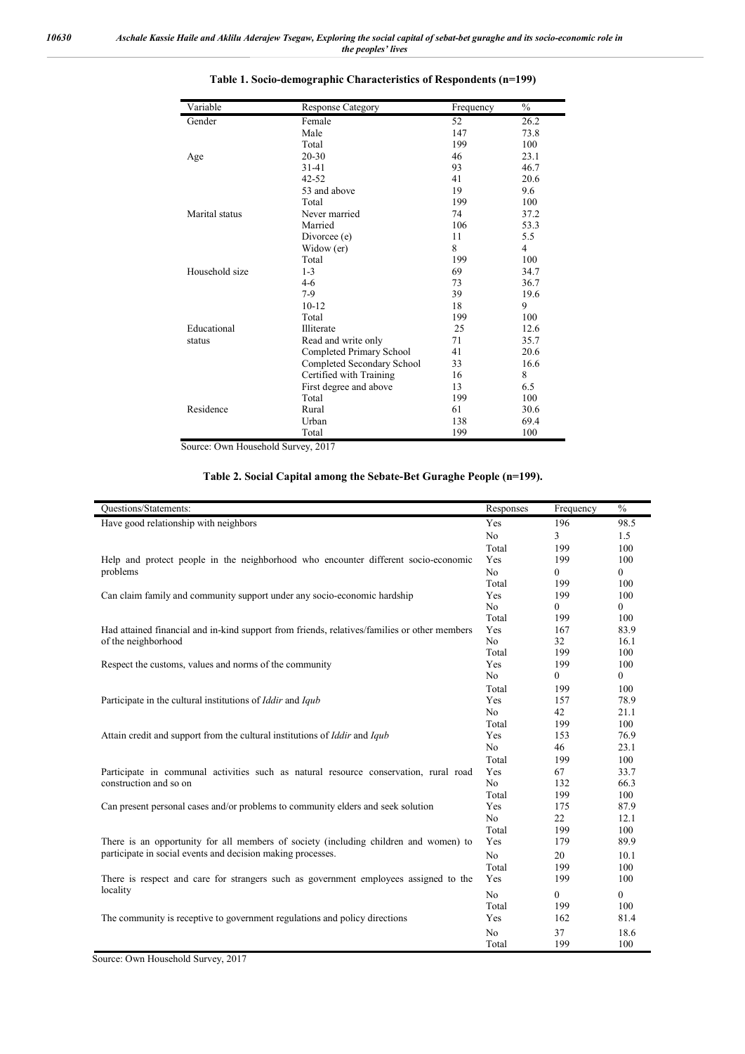**Table 1. Socio-demographic Characteristics of Respondents (n=199)**

| Variable | Response Category | Frequency | % |
|---|---|---|---|
| Gender | Female | 52 | 26.2 |
| | Male | 147 | 73.8 |
| | Total | 199 | 100 |
| Age | 20-30 | 46 | 23.1 |
| | 31-41 | 93 | 46.7 |
| | 42-52 | 41 | 20.6 |
| | 53 and above | 19 | 9.6 |
| | Total | 199 | 100 |
| Marital status | Never married | 74 | 37.2 |
| | Married | 106 | 53.3 |
| | Divorcee (e) | 11 | 5.5 |
| | Widow (er) | 8 | 4 |
| | Total | 199 | 100 |
| Household size | 1-3 | 69 | 34.7 |
| | 4-6 | 73 | 36.7 |
| | 7-9 | 39 | 19.6 |
| | 10-12 | 18 | 9 |
| | Total | 199 | 100 |
| Educational status | Illiterate | 25 | 12.6 |
| | Read and write only | 71 | 35.7 |
| | Completed Primary School | 41 | 20.6 |
| | Completed Secondary School | 33 | 16.6 |
| | Certified with Training | 16 | 8 |
| | First degree and above | 13 | 6.5 |
| | Total | 199 | 100 |
| Residence | Rural | 61 | 30.6 |
| | Urban | 138 | 69.4 |
| | Total | 199 | 100 |

Source: Own Household Survey, 2017

**Table 2. Social Capital among the Sebate-Bet Guraghe People (n=199).**

| Questions/Statements: | Responses | Frequency | % |
|---|---|---|---|
| Have good relationship with neighbors | Yes | 196 | 98.5 |
| | No | 3 | 1.5 |
| | Total | 199 | 100 |
| Help and protect people in the neighborhood who encounter different socio-economic problems | Yes | 199 | 100 |
| | No | 0 | 0 |
| | Total | 199 | 100 |
| Can claim family and community support under any socio-economic hardship | Yes | 199 | 100 |
| | No | 0 | 0 |
| | Total | 199 | 100 |
| Had attained financial and in-kind support from friends, relatives/families or other members of the neighborhood | Yes | 167 | 83.9 |
| | No | 32 | 16.1 |
| | Total | 199 | 100 |
| Respect the customs, values and norms of the community | Yes | 199 | 100 |
| | No | 0 | 0 |
| | Total | 199 | 100 |
| Participate in the cultural institutions of *Iddir* and *Iqub* | Yes | 157 | 78.9 |
| | No | 42 | 21.1 |
| | Total | 199 | 100 |
| Attain credit and support from the cultural institutions of *Iddir* and *Iqub* | Yes | 153 | 76.9 |
| | No | 46 | 23.1 |
| | Total | 199 | 100 |
| Participate in communal activities such as natural resource conservation, rural road construction and so on | Yes | 67 | 33.7 |
| | No | 132 | 66.3 |
| | Total | 199 | 100 |
| Can present personal cases and/or problems to community elders and seek solution | Yes | 175 | 87.9 |
| | No | 22 | 12.1 |
| | Total | 199 | 100 |
| There is an opportunity for all members of society (including children and women) to participate in social events and decision making processes. | Yes | 179 | 89.9 |
| | No | 20 | 10.1 |
| | Total | 199 | 100 |
| There is respect and care for strangers such as government employees assigned to the locality | Yes | 199 | 100 |
| | No | 0 | 0 |
| | Total | 199 | 100 |
| The community is receptive to government regulations and policy directions | Yes | 162 | 81.4 |
| | No | 37 | 18.6 |
| | Total | 199 | 100 |

Source: Own Household Survey, 2017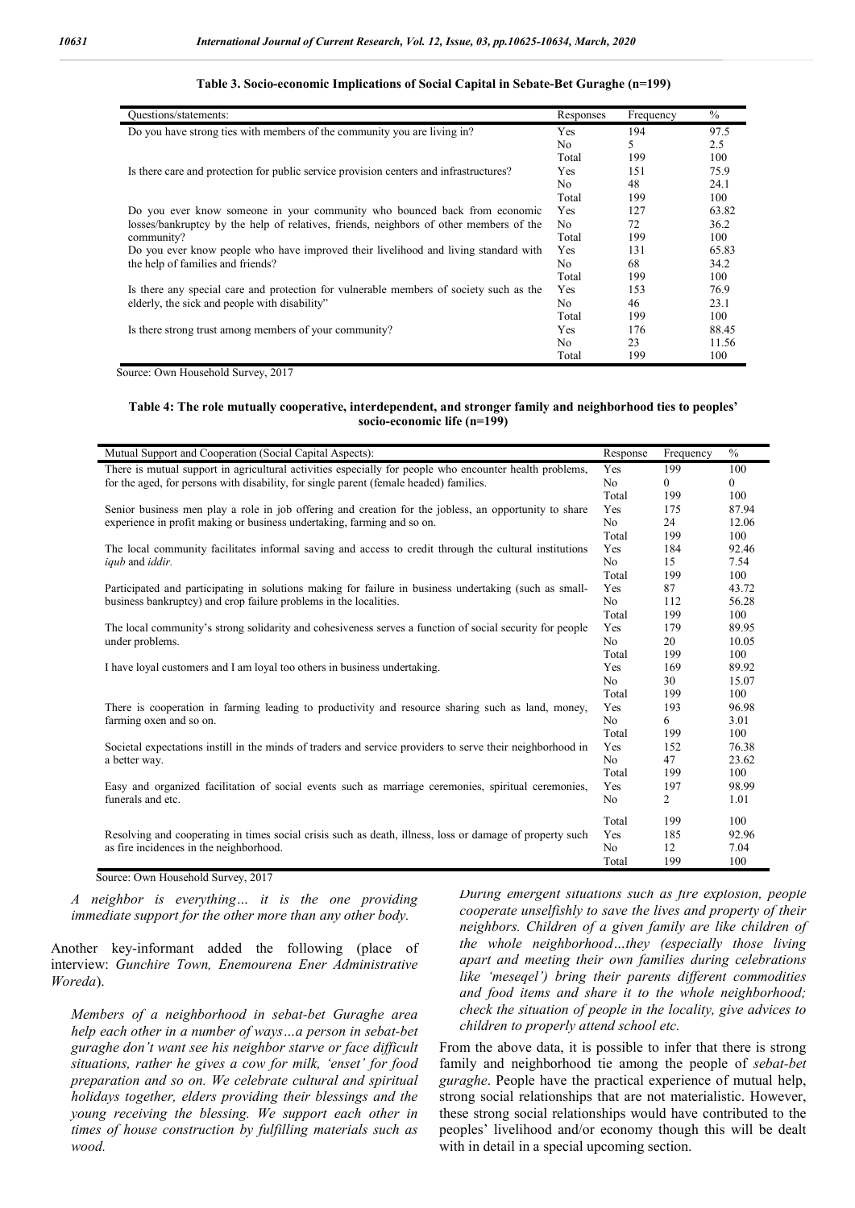**Table 3. Socio-economic Implications of Social Capital in Sebate-Bet Guraghe (n=199)**

| Questions/statements: | Responses | Frequency | % |
|---|---|---|---|
| Do you have strong ties with members of the community you are living in? | Yes | 194 | 97.5 |
| | No | 5 | 2.5 |
| | Total | 199 | 100 |
| Is there care and protection for public service provision centers and infrastructures? | Yes | 151 | 75.9 |
| | No | 48 | 24.1 |
| | Total | 199 | 100 |
| Do you ever know someone in your community who bounced back from economic losses/bankruptcy by the help of relatives, friends, neighbors of other members of the community? | Yes | 127 | 63.82 |
| | No | 72 | 36.2 |
| | Total | 199 | 100 |
| Do you ever know people who have improved their livelihood and living standard with the help of families and friends? | Yes | 131 | 65.83 |
| | No | 68 | 34.2 |
| | Total | 199 | 100 |
| Is there any special care and protection for vulnerable members of society such as the elderly, the sick and people with disability" | Yes | 153 | 76.9 |
| | No | 46 | 23.1 |
| | Total | 199 | 100 |
| Is there strong trust among members of your community? | Yes | 176 | 88.45 |
| | No | 23 | 11.56 |
| | Total | 199 | 100 |

Source: Own Household Survey, 2017

**Table 4: The role mutually cooperative, interdependent, and stronger family and neighborhood ties to peoples' socio-economic life (n=199)**

| Mutual Support and Cooperation (Social Capital Aspects): | Response | Frequency | % |
|---|---|---|---|
| There is mutual support in agricultural activities especially for people who encounter health problems, for the aged, for persons with disability, for single parent (female headed) families. | Yes | 199 | 100 |
| | No | 0 | 0 |
| | Total | 199 | 100 |
| Senior business men play a role in job offering and creation for the jobless, an opportunity to share experience in profit making or business undertaking, farming and so on. | Yes | 175 | 87.94 |
| | No | 24 | 12.06 |
| | Total | 199 | 100 |
| The local community facilitates informal saving and access to credit through the cultural institutions *iqub* and *iddir.* | Yes | 184 | 92.46 |
| | No | 15 | 7.54 |
| | Total | 199 | 100 |
| Participated and participating in solutions making for failure in business undertaking (such as small-business bankruptcy) and crop failure problems in the localities. | Yes | 87 | 43.72 |
| | No | 112 | 56.28 |
| | Total | 199 | 100 |
| The local community's strong solidarity and cohesiveness serves a function of social security for people under problems. | Yes | 179 | 89.95 |
| | No | 20 | 10.05 |
| | Total | 199 | 100 |
| I have loyal customers and I am loyal too others in business undertaking. | Yes | 169 | 89.92 |
| | No | 30 | 15.07 |
| | Total | 199 | 100 |
| There is cooperation in farming leading to productivity and resource sharing such as land, money, farming oxen and so on. | Yes | 193 | 96.98 |
| | No | 6 | 3.01 |
| | Total | 199 | 100 |
| Societal expectations instill in the minds of traders and service providers to serve their neighborhood in a better way. | Yes | 152 | 76.38 |
| | No | 47 | 23.62 |
| | Total | 199 | 100 |
| Easy and organized facilitation of social events such as marriage ceremonies, spiritual ceremonies, funerals and etc. | Yes | 197 | 98.99 |
| | No | 2 | 1.01 |
| | Total | 199 | 100 |
| Resolving and cooperating in times social crisis such as death, illness, loss or damage of property such as fire incidences in the neighborhood. | Yes | 185 | 92.96 |
| | No | 12 | 7.04 |
| | Total | 199 | 100 |

Source: Own Household Survey, 2017

*A neighbor is everything… it is the one providing immediate support for the other more than any other body.*

Another key-informant added the following (place of interview: *Gunchire Town, Enemourena Ener Administrative Woreda*).

*Members of a neighborhood in sebat-bet Guraghe area help each other in a number of ways…a person in sebat-bet guraghe don't want see his neighbor starve or face difficult situations, rather he gives a cow for milk, 'enset' for food preparation and so on. We celebrate cultural and spiritual holidays together, elders providing their blessings and the young receiving the blessing. We support each other in times of house construction by fulfilling materials such as wood.*

*During emergent situations such as fire explosion, people cooperate unselfishly to save the lives and property of their neighbors. Children of a given family are like children of the whole neighborhood…they (especially those living apart and meeting their own families during celebrations like 'meseqel') bring their parents different commodities and food items and share it to the whole neighborhood; check the situation of people in the locality, give advices to children to properly attend school etc.*

From the above data, it is possible to infer that there is strong family and neighborhood tie among the people of *sebat-bet guraghe*. People have the practical experience of mutual help, strong social relationships that are not materialistic. However, these strong social relationships would have contributed to the peoples' livelihood and/or economy though this will be dealt with in detail in a special upcoming section.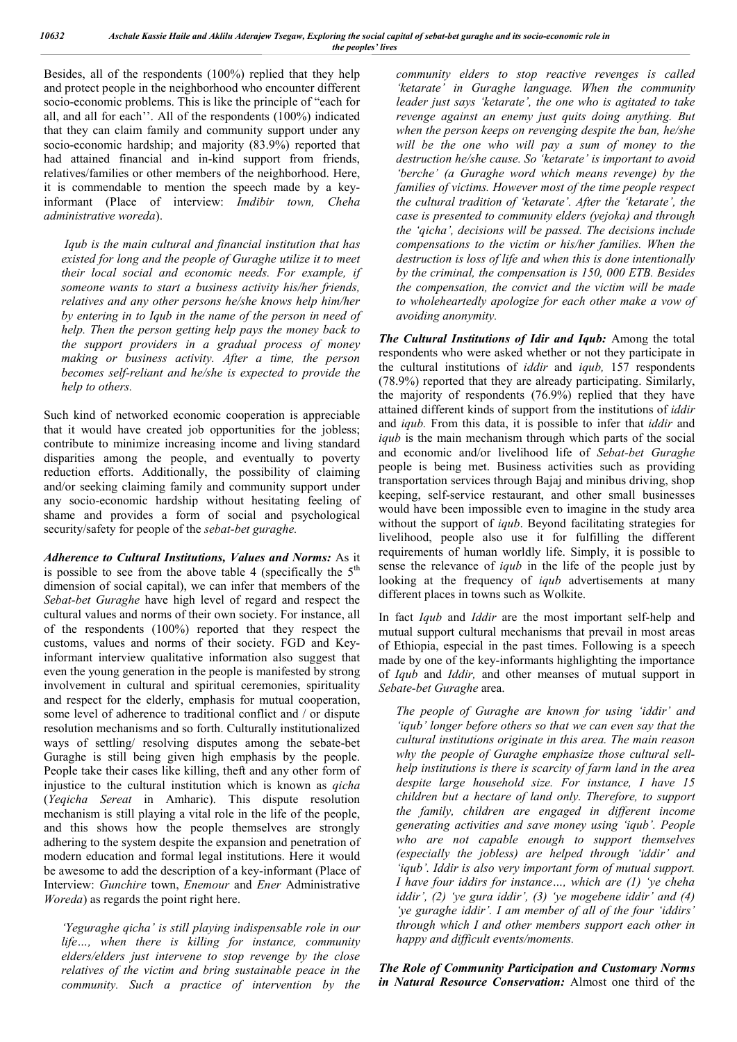Besides, all of the respondents (100%) replied that they help and protect people in the neighborhood who encounter different socio-economic problems. This is like the principle of "each for all, and all for each''. All of the respondents (100%) indicated that they can claim family and community support under any socio-economic hardship; and majority (83.9%) reported that had attained financial and in-kind support from friends, relatives/families or other members of the neighborhood. Here, it is commendable to mention the speech made by a key-informant (Place of interview: *Imdibir town, Cheha administrative woreda*).

> *Iqub is the main cultural and financial institution that has existed for long and the people of Guraghe utilize it to meet their local social and economic needs. For example, if someone wants to start a business activity his/her friends, relatives and any other persons he/she knows help him/her by entering in to Iqub in the name of the person in need of help. Then the person getting help pays the money back to the support providers in a gradual process of money making or business activity. After a time, the person becomes self-reliant and he/she is expected to provide the help to others.*

Such kind of networked economic cooperation is appreciable that it would have created job opportunities for the jobless; contribute to minimize increasing income and living standard disparities among the people, and eventually to poverty reduction efforts. Additionally, the possibility of claiming and/or seeking claiming family and community support under any socio-economic hardship without hesitating feeling of shame and provides a form of social and psychological security/safety for people of the *sebat-bet guraghe.*

***Adherence to Cultural Institutions, Values and Norms:*** As it is possible to see from the above table 4 (specifically the 5th dimension of social capital), we can infer that members of the *Sebat-bet Guraghe* have high level of regard and respect the cultural values and norms of their own society. For instance, all of the respondents (100%) reported that they respect the customs, values and norms of their society. FGD and Key-informant interview qualitative information also suggest that even the young generation in the people is manifested by strong involvement in cultural and spiritual ceremonies, spirituality and respect for the elderly, emphasis for mutual cooperation, some level of adherence to traditional conflict and / or dispute resolution mechanisms and so forth. Culturally institutionalized ways of settling/ resolving disputes among the sebate-bet Guraghe is still being given high emphasis by the people. People take their cases like killing, theft and any other form of injustice to the cultural institution which is known as *qicha* (*Yeqicha Sereat* in Amharic). This dispute resolution mechanism is still playing a vital role in the life of the people, and this shows how the people themselves are strongly adhering to the system despite the expansion and penetration of modern education and formal legal institutions. Here it would be awesome to add the description of a key-informant (Place of Interview: *Gunchire* town, *Enemour* and *Ener* Administrative *Woreda*) as regards the point right here.

> *'Yeguraghe qicha' is still playing indispensable role in our life…, when there is killing for instance, community elders/elders just intervene to stop revenge by the close relatives of the victim and bring sustainable peace in the community. Such a practice of intervention by the community elders to stop reactive revenges is called 'ketarate' in Guraghe language. When the community leader just says 'ketarate', the one who is agitated to take revenge against an enemy just quits doing anything. But when the person keeps on revenging despite the ban, he/she will be the one who will pay a sum of money to the destruction he/she cause. So 'ketarate' is important to avoid 'berche' (a Guraghe word which means revenge) by the families of victims. However most of the time people respect the cultural tradition of 'ketarate'. After the 'ketarate', the case is presented to community elders (yejoka) and through the 'qicha', decisions will be passed. The decisions include compensations to the victim or his/her families. When the destruction is loss of life and when this is done intentionally by the criminal, the compensation is 150, 000 ETB. Besides the compensation, the convict and the victim will be made to wholeheartedly apologize for each other make a vow of avoiding anonymity.*

***The Cultural Institutions of Idir and Iqub:*** Among the total respondents who were asked whether or not they participate in the cultural institutions of *iddir* and *iqub,* 157 respondents (78.9%) reported that they are already participating. Similarly, the majority of respondents (76.9%) replied that they have attained different kinds of support from the institutions of *iddir* and *iqub.* From this data, it is possible to infer that *iddir* and *iqub* is the main mechanism through which parts of the social and economic and/or livelihood life of *Sebat-bet Guraghe* people is being met. Business activities such as providing transportation services through Bajaj and minibus driving, shop keeping, self-service restaurant, and other small businesses would have been impossible even to imagine in the study area without the support of *iqub*. Beyond facilitating strategies for livelihood, people also use it for fulfilling the different requirements of human worldly life. Simply, it is possible to sense the relevance of *iqub* in the life of the people just by looking at the frequency of *iqub* advertisements at many different places in towns such as Wolkite.

In fact *Iqub* and *Iddir* are the most important self-help and mutual support cultural mechanisms that prevail in most areas of Ethiopia, especial in the past times. Following is a speech made by one of the key-informants highlighting the importance of *Iqub* and *Iddir,* and other meanses of mutual support in *Sebate-bet Guraghe* area.

> *The people of Guraghe are known for using 'iddir' and 'iqub' longer before others so that we can even say that the cultural institutions originate in this area. The main reason why the people of Guraghe emphasize those cultural sell-help institutions is there is scarcity of farm land in the area despite large household size. For instance, I have 15 children but a hectare of land only. Therefore, to support the family, children are engaged in different income generating activities and save money using 'iqub'. People who are not capable enough to support themselves (especially the jobless) are helped through 'iddir' and 'iqub'. Iddir is also very important form of mutual support. I have four iddirs for instance…, which are (1) 'ye cheha iddir', (2) 'ye gura iddir', (3) 'ye mogebene iddir' and (4) 'ye guraghe iddir'. I am member of all of the four 'iddirs' through which I and other members support each other in happy and difficult events/moments.*

***The Role of Community Participation and Customary Norms in Natural Resource Conservation:*** Almost one third of the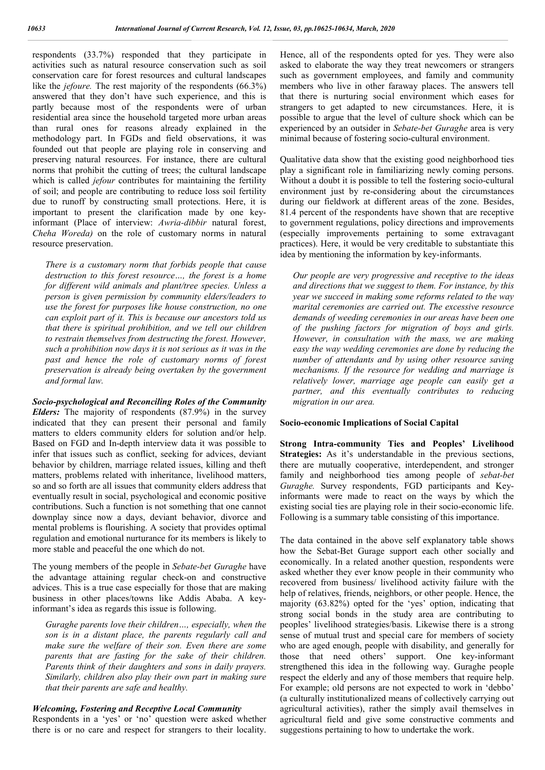respondents (33.7%) responded that they participate in activities such as natural resource conservation such as soil conservation care for forest resources and cultural landscapes like the *jefoure.* The rest majority of the respondents (66.3%) answered that they don't have such experience, and this is partly because most of the respondents were of urban residential area since the household targeted more urban areas than rural ones for reasons already explained in the methodology part. In FGDs and field observations, it was founded out that people are playing role in conserving and preserving natural resources. For instance, there are cultural norms that prohibit the cutting of trees; the cultural landscape which is called *jefour* contributes for maintaining the fertility of soil; and people are contributing to reduce loss soil fertility due to runoff by constructing small protections. Here, it is important to present the clarification made by one key-informant (Place of interview: *Awria-dibbir* natural forest, *Cheha Woreda)* on the role of customary norms in natural resource preservation.

> *There is a customary norm that forbids people that cause destruction to this forest resource…, the forest is a home for different wild animals and plant/tree species. Unless a person is given permission by community elders/leaders to use the forest for purposes like house construction, no one can exploit part of it. This is because our ancestors told us that there is spiritual prohibition, and we tell our children to restrain themselves from destructing the forest. However, such a prohibition now days it is not serious as it was in the past and hence the role of customary norms of forest preservation is already being overtaken by the government and formal law.*

***Socio-psychological and Reconciling Roles of the Community Elders:*** The majority of respondents (87.9%) in the survey indicated that they can present their personal and family matters to elders community elders for solution and/or help. Based on FGD and In-depth interview data it was possible to infer that issues such as conflict, seeking for advices, deviant behavior by children, marriage related issues, killing and theft matters, problems related with inheritance, livelihood matters, so and so forth are all issues that community elders address that eventually result in social, psychological and economic positive contributions. Such a function is not something that one cannot downplay since now a days, deviant behavior, divorce and mental problems is flourishing. A society that provides optimal regulation and emotional nurturance for its members is likely to more stable and peaceful the one which do not.

The young members of the people in *Sebate-bet Guraghe* have the advantage attaining regular check-on and constructive advices. This is a true case especially for those that are making business in other places/towns like Addis Ababa. A key-informant's idea as regards this issue is following.

> *Guraghe parents love their children…, especially, when the son is in a distant place, the parents regularly call and make sure the welfare of their son. Even there are some parents that are fasting for the sake of their children. Parents think of their daughters and sons in daily prayers. Similarly, children also play their own part in making sure that their parents are safe and healthy.*

***Welcoming, Fostering and Receptive Local Community***

Respondents in a 'yes' or 'no' question were asked whether there is or no care and respect for strangers to their locality. Hence, all of the respondents opted for yes. They were also asked to elaborate the way they treat newcomers or strangers such as government employees, and family and community members who live in other faraway places. The answers tell that there is nurturing social environment which eases for strangers to get adapted to new circumstances. Here, it is possible to argue that the level of culture shock which can be experienced by an outsider in *Sebate-bet Guraghe* area is very minimal because of fostering socio-cultural environment.

Qualitative data show that the existing good neighborhood ties play a significant role in familiarizing newly coming persons. Without a doubt it is possible to tell the fostering socio-cultural environment just by re-considering about the circumstances during our fieldwork at different areas of the zone. Besides, 81.4 percent of the respondents have shown that are receptive to government regulations, policy directions and improvements (especially improvements pertaining to some extravagant practices). Here, it would be very creditable to substantiate this idea by mentioning the information by key-informants.

> *Our people are very progressive and receptive to the ideas and directions that we suggest to them. For instance, by this year we succeed in making some reforms related to the way marital ceremonies are carried out. The excessive resource demands of weeding ceremonies in our areas have been one of the pushing factors for migration of boys and girls. However, in consultation with the mass, we are making easy the way wedding ceremonies are done by reducing the number of attendants and by using other resource saving mechanisms. If the resource for wedding and marriage is relatively lower, marriage age people can easily get a partner, and this eventually contributes to reducing migration in our area.*

**Socio-economic Implications of Social Capital**

**Strong Intra-community Ties and Peoples' Livelihood Strategies:** As it's understandable in the previous sections, there are mutually cooperative, interdependent, and stronger family and neighborhood ties among people of *sebat-bet Guraghe.* Survey respondents, FGD participants and Key-informants were made to react on the ways by which the existing social ties are playing role in their socio-economic life. Following is a summary table consisting of this importance.

The data contained in the above self explanatory table shows how the Sebat-Bet Gurage support each other socially and economically. In a related another question, respondents were asked whether they ever know people in their community who recovered from business/ livelihood activity failure with the help of relatives, friends, neighbors, or other people. Hence, the majority (63.82%) opted for the 'yes' option, indicating that strong social bonds in the study area are contributing to peoples' livelihood strategies/basis. Likewise there is a strong sense of mutual trust and special care for members of society who are aged enough, people with disability, and generally for those that need others' support. One key-informant strengthened this idea in the following way. Guraghe people respect the elderly and any of those members that require help. For example; old persons are not expected to work in 'debbo' (a culturally institutionalized means of collectively carrying out agricultural activities), rather the simply avail themselves in agricultural field and give some constructive comments and suggestions pertaining to how to undertake the work.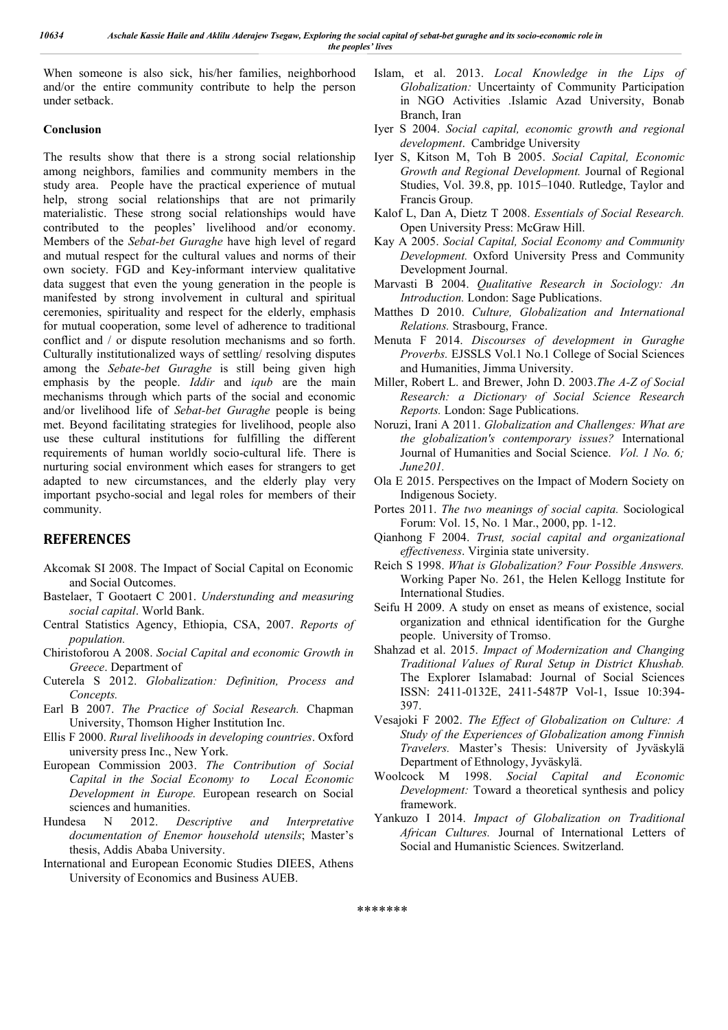When someone is also sick, his/her families, neighborhood and/or the entire community contribute to help the person under setback.

### Conclusion

The results show that there is a strong social relationship among neighbors, families and community members in the study area. People have the practical experience of mutual help, strong social relationships that are not primarily materialistic. These strong social relationships would have contributed to the peoples' livelihood and/or economy. Members of the *Sebat-bet Guraghe* have high level of regard and mutual respect for the cultural values and norms of their own society. FGD and Key-informant interview qualitative data suggest that even the young generation in the people is manifested by strong involvement in cultural and spiritual ceremonies, spirituality and respect for the elderly, emphasis for mutual cooperation, some level of adherence to traditional conflict and / or dispute resolution mechanisms and so forth. Culturally institutionalized ways of settling/ resolving disputes among the *Sebate-bet Guraghe* is still being given high emphasis by the people. *Iddir* and *iqub* are the main mechanisms through which parts of the social and economic and/or livelihood life of *Sebat-bet Guraghe* people is being met. Beyond facilitating strategies for livelihood, people also use these cultural institutions for fulfilling the different requirements of human worldly socio-cultural life. There is nurturing social environment which eases for strangers to get adapted to new circumstances, and the elderly play very important psycho-social and legal roles for members of their community.

## REFERENCES

Akcomak SI 2008. The Impact of Social Capital on Economic and Social Outcomes.

Bastelaer, T Gootaert C 2001. *Understunding and measuring social capital*. World Bank.

Central Statistics Agency, Ethiopia, CSA, 2007. *Reports of population.*

Chiristoforou A 2008. *Social Capital and economic Growth in Greece*. Department of

Cuterela S 2012. *Globalization: Definition, Process and Concepts.*

Earl B 2007. *The Practice of Social Research.* Chapman University, Thomson Higher Institution Inc.

Ellis F 2000. *Rural livelihoods in developing countries*. Oxford university press Inc., New York.

European Commission 2003. *The Contribution of Social Capital in the Social Economy to Local Economic Development in Europe.* European research on Social sciences and humanities.

Hundesa N 2012. *Descriptive and Interpretative documentation of Enemor household utensils*; Master's thesis, Addis Ababa University.

International and European Economic Studies DIEES, Athens University of Economics and Business AUEB.

Islam, et al. 2013. *Local Knowledge in the Lips of Globalization:* Uncertainty of Community Participation in NGO Activities .Islamic Azad University, Bonab Branch, Iran

Iyer S 2004. *Social capital, economic growth and regional development*. Cambridge University

Iyer S, Kitson M, Toh B 2005. *Social Capital, Economic Growth and Regional Development.* Journal of Regional Studies, Vol. 39.8, pp. 1015–1040. Rutledge, Taylor and Francis Group.

Kalof L, Dan A, Dietz T 2008. *Essentials of Social Research.* Open University Press: McGraw Hill.

Kay A 2005. *Social Capital, Social Economy and Community Development.* Oxford University Press and Community Development Journal.

Marvasti B 2004. *Qualitative Research in Sociology: An Introduction.* London: Sage Publications.

Matthes D 2010. *Culture, Globalization and International Relations.* Strasbourg, France.

Menuta F 2014. *Discourses of development in Guraghe Proverbs.* EJSSLS Vol.1 No.1 College of Social Sciences and Humanities, Jimma University.

Miller, Robert L. and Brewer, John D. 2003.*The A-Z of Social Research: a Dictionary of Social Science Research Reports.* London: Sage Publications.

Noruzi, Irani A 2011. *Globalization and Challenges: What are the globalization's contemporary issues?* International Journal of Humanities and Social Science. *Vol. 1 No. 6; June201.*

Ola E 2015. Perspectives on the Impact of Modern Society on Indigenous Society.

Portes 2011. *The two meanings of social capita.* Sociological Forum: Vol. 15, No. 1 Mar., 2000, pp. 1-12.

Qianhong F 2004. *Trust, social capital and organizational effectiveness*. Virginia state university.

Reich S 1998. *What is Globalization? Four Possible Answers.* Working Paper No. 261, the Helen Kellogg Institute for International Studies.

Seifu H 2009. A study on enset as means of existence, social organization and ethnical identification for the Gurghe people. University of Tromso.

Shahzad et al. 2015. *Impact of Modernization and Changing Traditional Values of Rural Setup in District Khushab.* The Explorer Islamabad: Journal of Social Sciences ISSN: 2411-0132E, 2411-5487P Vol-1, Issue 10:394-397.

Vesajoki F 2002. *The Effect of Globalization on Culture: A Study of the Experiences of Globalization among Finnish Travelers.* Master's Thesis: University of Jyväskylä Department of Ethnology, Jyväskylä.

Woolcock M 1998. *Social Capital and Economic Development:* Toward a theoretical synthesis and policy framework.

Yankuzo I 2014. *Impact of Globalization on Traditional African Cultures.* Journal of International Letters of Social and Humanistic Sciences. Switzerland.

\*\*\*\*\*\*\*